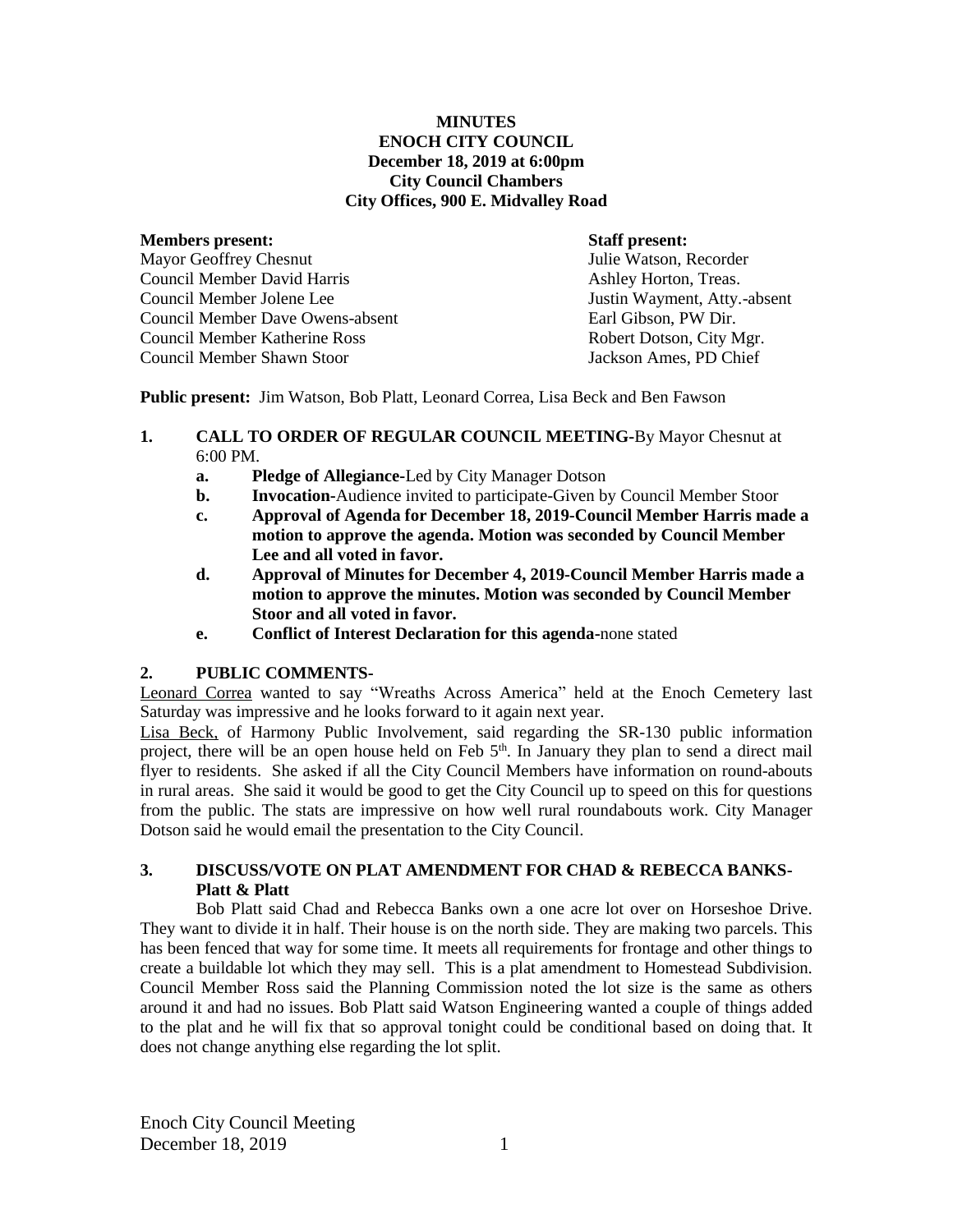**MINUTES**
**ENOCH CITY COUNCIL**
**December 18, 2019 at 6:00pm**
**City Council Chambers**
**City Offices, 900 E. Midvalley Road**

**Members present:**
Mayor Geoffrey Chesnut
Council Member David Harris
Council Member Jolene Lee
Council Member Dave Owens-absent
Council Member Katherine Ross
Council Member Shawn Stoor

**Staff present:**
Julie Watson, Recorder
Ashley Horton, Treas.
Justin Wayment, Atty.-absent
Earl Gibson, PW Dir.
Robert Dotson, City Mgr.
Jackson Ames, PD Chief

**Public present:** Jim Watson, Bob Platt, Leonard Correa, Lisa Beck and Ben Fawson

1. **CALL TO ORDER OF REGULAR COUNCIL MEETING-**By Mayor Chesnut at 6:00 PM.
   a. **Pledge of Allegiance-**Led by City Manager Dotson
   b. **Invocation-**Audience invited to participate-Given by Council Member Stoor
   c. **Approval of Agenda for December 18, 2019-Council Member Harris made a motion to approve the agenda. Motion was seconded by Council Member Lee and all voted in favor.**
   d. **Approval of Minutes for December 4, 2019-Council Member Harris made a motion to approve the minutes. Motion was seconded by Council Member Stoor and all voted in favor.**
   e. **Conflict of Interest Declaration for this agenda-**none stated

2. **PUBLIC COMMENTS-**

Leonard Correa wanted to say "Wreaths Across America" held at the Enoch Cemetery last Saturday was impressive and he looks forward to it again next year.

Lisa Beck, of Harmony Public Involvement, said regarding the SR-130 public information project, there will be an open house held on Feb 5th. In January they plan to send a direct mail flyer to residents. She asked if all the City Council Members have information on round-abouts in rural areas. She said it would be good to get the City Council up to speed on this for questions from the public. The stats are impressive on how well rural roundabouts work. City Manager Dotson said he would email the presentation to the City Council.

3. **DISCUSS/VOTE ON PLAT AMENDMENT FOR CHAD & REBECCA BANKS-Platt & Platt**

Bob Platt said Chad and Rebecca Banks own a one acre lot over on Horseshoe Drive. They want to divide it in half. Their house is on the north side. They are making two parcels. This has been fenced that way for some time. It meets all requirements for frontage and other things to create a buildable lot which they may sell. This is a plat amendment to Homestead Subdivision. Council Member Ross said the Planning Commission noted the lot size is the same as others around it and had no issues. Bob Platt said Watson Engineering wanted a couple of things added to the plat and he will fix that so approval tonight could be conditional based on doing that. It does not change anything else regarding the lot split.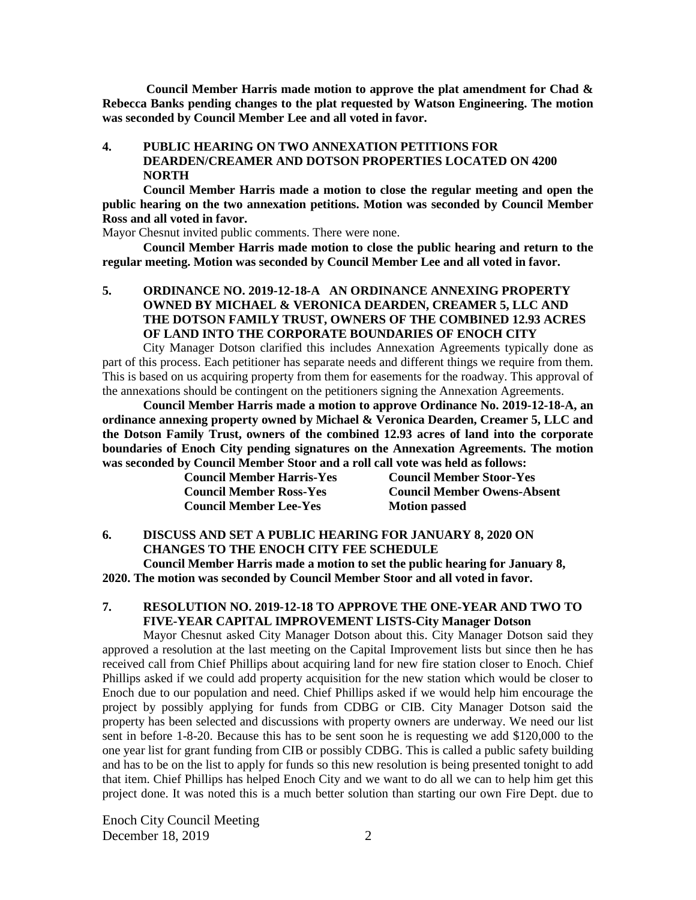**Council Member Harris made motion to approve the plat amendment for Chad & Rebecca Banks pending changes to the plat requested by Watson Engineering. The motion was seconded by Council Member Lee and all voted in favor.**

## 4. PUBLIC HEARING ON TWO ANNEXATION PETITIONS FOR DEARDEN/CREAMER AND DOTSON PROPERTIES LOCATED ON 4200 NORTH

**Council Member Harris made a motion to close the regular meeting and open the public hearing on the two annexation petitions. Motion was seconded by Council Member Ross and all voted in favor.**

Mayor Chesnut invited public comments. There were none.

**Council Member Harris made motion to close the public hearing and return to the regular meeting. Motion was seconded by Council Member Lee and all voted in favor.**

## 5. ORDINANCE NO. 2019-12-18-A AN ORDINANCE ANNEXING PROPERTY OWNED BY MICHAEL & VERONICA DEARDEN, CREAMER 5, LLC AND THE DOTSON FAMILY TRUST, OWNERS OF THE COMBINED 12.93 ACRES OF LAND INTO THE CORPORATE BOUNDARIES OF ENOCH CITY

City Manager Dotson clarified this includes Annexation Agreements typically done as part of this process. Each petitioner has separate needs and different things we require from them. This is based on us acquiring property from them for easements for the roadway. This approval of the annexations should be contingent on the petitioners signing the Annexation Agreements.

**Council Member Harris made a motion to approve Ordinance No. 2019-12-18-A, an ordinance annexing property owned by Michael & Veronica Dearden, Creamer 5, LLC and the Dotson Family Trust, owners of the combined 12.93 acres of land into the corporate boundaries of Enoch City pending signatures on the Annexation Agreements. The motion was seconded by Council Member Stoor and a roll call vote was held as follows:**

| | |
|---|---|
| **Council Member Harris-Yes** | **Council Member Stoor-Yes** |
| **Council Member Ross-Yes** | **Council Member Owens-Absent** |
| **Council Member Lee-Yes** | **Motion passed** |

## 6. DISCUSS AND SET A PUBLIC HEARING FOR JANUARY 8, 2020 ON CHANGES TO THE ENOCH CITY FEE SCHEDULE

**Council Member Harris made a motion to set the public hearing for January 8, 2020. The motion was seconded by Council Member Stoor and all voted in favor.**

## 7. RESOLUTION NO. 2019-12-18 TO APPROVE THE ONE-YEAR AND TWO TO FIVE-YEAR CAPITAL IMPROVEMENT LISTS-City Manager Dotson

Mayor Chesnut asked City Manager Dotson about this. City Manager Dotson said they approved a resolution at the last meeting on the Capital Improvement lists but since then he has received call from Chief Phillips about acquiring land for new fire station closer to Enoch. Chief Phillips asked if we could add property acquisition for the new station which would be closer to Enoch due to our population and need. Chief Phillips asked if we would help him encourage the project by possibly applying for funds from CDBG or CIB. City Manager Dotson said the property has been selected and discussions with property owners are underway. We need our list sent in before 1-8-20. Because this has to be sent soon he is requesting we add $120,000 to the one year list for grant funding from CIB or possibly CDBG. This is called a public safety building and has to be on the list to apply for funds so this new resolution is being presented tonight to add that item. Chief Phillips has helped Enoch City and we want to do all we can to help him get this project done. It was noted this is a much better solution than starting our own Fire Dept. due to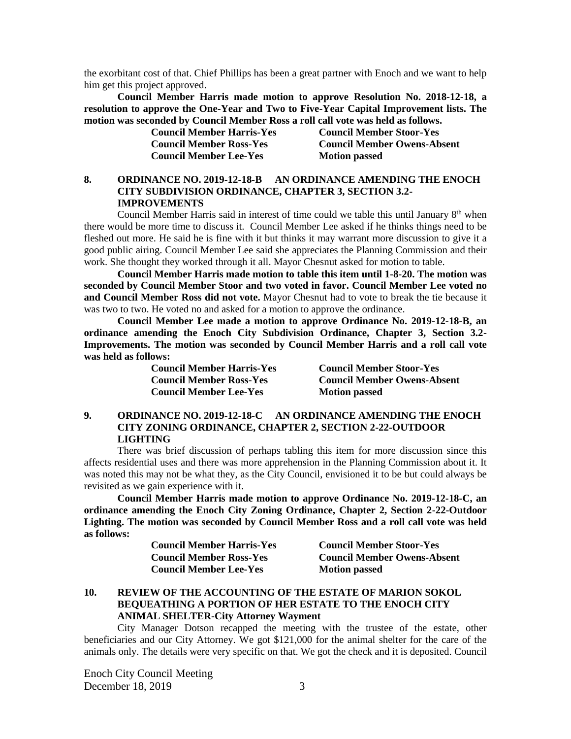the exorbitant cost of that. Chief Phillips has been a great partner with Enoch and we want to help him get this project approved.

**Council Member Harris made motion to approve Resolution No. 2018-12-18, a resolution to approve the One-Year and Two to Five-Year Capital Improvement lists. The motion was seconded by Council Member Ross a roll call vote was held as follows.**

| | |
|---|---|
| **Council Member Harris-Yes** | **Council Member Stoor-Yes** |
| **Council Member Ross-Yes** | **Council Member Owens-Absent** |
| **Council Member Lee-Yes** | **Motion passed** |

## 8. ORDINANCE NO. 2019-12-18-B AN ORDINANCE AMENDING THE ENOCH CITY SUBDIVISION ORDINANCE, CHAPTER 3, SECTION 3.2-IMPROVEMENTS

Council Member Harris said in interest of time could we table this until January 8th when there would be more time to discuss it. Council Member Lee asked if he thinks things need to be fleshed out more. He said he is fine with it but thinks it may warrant more discussion to give it a good public airing. Council Member Lee said she appreciates the Planning Commission and their work. She thought they worked through it all. Mayor Chesnut asked for motion to table.

**Council Member Harris made motion to table this item until 1-8-20. The motion was seconded by Council Member Stoor and two voted in favor. Council Member Lee voted no and Council Member Ross did not vote.** Mayor Chesnut had to vote to break the tie because it was two to two. He voted no and asked for a motion to approve the ordinance.

**Council Member Lee made a motion to approve Ordinance No. 2019-12-18-B, an ordinance amending the Enoch City Subdivision Ordinance, Chapter 3, Section 3.2-Improvements. The motion was seconded by Council Member Harris and a roll call vote was held as follows:**

| | |
|---|---|
| **Council Member Harris-Yes** | **Council Member Stoor-Yes** |
| **Council Member Ross-Yes** | **Council Member Owens-Absent** |
| **Council Member Lee-Yes** | **Motion passed** |

## 9. ORDINANCE NO. 2019-12-18-C AN ORDINANCE AMENDING THE ENOCH CITY ZONING ORDINANCE, CHAPTER 2, SECTION 2-22-OUTDOOR LIGHTING

There was brief discussion of perhaps tabling this item for more discussion since this affects residential uses and there was more apprehension in the Planning Commission about it. It was noted this may not be what they, as the City Council, envisioned it to be but could always be revisited as we gain experience with it.

**Council Member Harris made motion to approve Ordinance No. 2019-12-18-C, an ordinance amending the Enoch City Zoning Ordinance, Chapter 2, Section 2-22-Outdoor Lighting. The motion was seconded by Council Member Ross and a roll call vote was held as follows:**

| | |
|---|---|
| **Council Member Harris-Yes** | **Council Member Stoor-Yes** |
| **Council Member Ross-Yes** | **Council Member Owens-Absent** |
| **Council Member Lee-Yes** | **Motion passed** |

## 10. REVIEW OF THE ACCOUNTING OF THE ESTATE OF MARION SOKOL BEQUEATHING A PORTION OF HER ESTATE TO THE ENOCH CITY ANIMAL SHELTER-City Attorney Wayment

City Manager Dotson recapped the meeting with the trustee of the estate, other beneficiaries and our City Attorney. We got $121,000 for the animal shelter for the care of the animals only. The details were very specific on that. We got the check and it is deposited. Council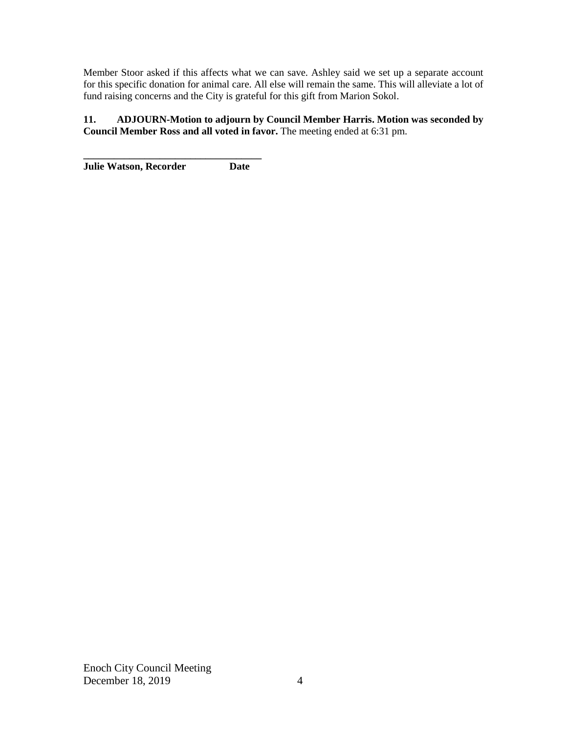Member Stoor asked if this affects what we can save. Ashley said we set up a separate account for this specific donation for animal care. All else will remain the same. This will alleviate a lot of fund raising concerns and the City is grateful for this gift from Marion Sokol.

**11. ADJOURN-Motion to adjourn by Council Member Harris. Motion was seconded by Council Member Ross and all voted in favor.** The meeting ended at 6:31 pm.

**\_\_\_\_\_\_\_\_\_\_\_\_\_\_\_\_\_\_\_\_\_\_\_\_\_\_\_\_\_\_\_\_\_\_\_**

**Julie Watson, Recorder Date**